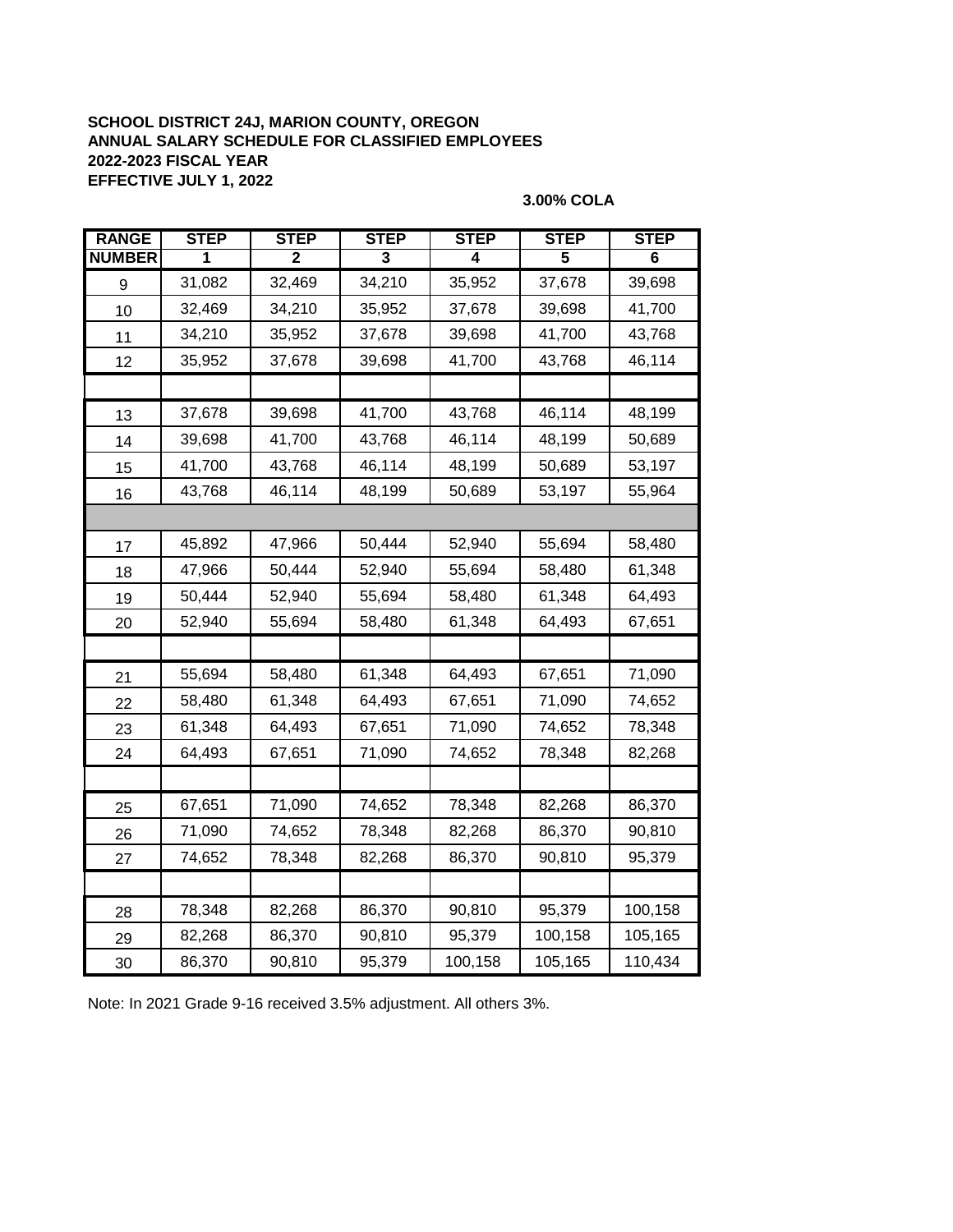**SCHOOL DISTRICT 24J, MARION COUNTY, OREGON**
**ANNUAL SALARY SCHEDULE FOR CLASSIFIED EMPLOYEES**
**2022-2023 FISCAL YEAR**
**EFFECTIVE JULY 1, 2022**

**3.00% COLA**

| RANGE NUMBER | STEP 1 | STEP 2 | STEP 3 | STEP 4 | STEP 5 | STEP 6 |
|---|---|---|---|---|---|---|
| 9 | 31,082 | 32,469 | 34,210 | 35,952 | 37,678 | 39,698 |
| 10 | 32,469 | 34,210 | 35,952 | 37,678 | 39,698 | 41,700 |
| 11 | 34,210 | 35,952 | 37,678 | 39,698 | 41,700 | 43,768 |
| 12 | 35,952 | 37,678 | 39,698 | 41,700 | 43,768 | 46,114 |
| | | | | | | |
| 13 | 37,678 | 39,698 | 41,700 | 43,768 | 46,114 | 48,199 |
| 14 | 39,698 | 41,700 | 43,768 | 46,114 | 48,199 | 50,689 |
| 15 | 41,700 | 43,768 | 46,114 | 48,199 | 50,689 | 53,197 |
| 16 | 43,768 | 46,114 | 48,199 | 50,689 | 53,197 | 55,964 |
| | | | | | | |
| 17 | 45,892 | 47,966 | 50,444 | 52,940 | 55,694 | 58,480 |
| 18 | 47,966 | 50,444 | 52,940 | 55,694 | 58,480 | 61,348 |
| 19 | 50,444 | 52,940 | 55,694 | 58,480 | 61,348 | 64,493 |
| 20 | 52,940 | 55,694 | 58,480 | 61,348 | 64,493 | 67,651 |
| | | | | | | |
| 21 | 55,694 | 58,480 | 61,348 | 64,493 | 67,651 | 71,090 |
| 22 | 58,480 | 61,348 | 64,493 | 67,651 | 71,090 | 74,652 |
| 23 | 61,348 | 64,493 | 67,651 | 71,090 | 74,652 | 78,348 |
| 24 | 64,493 | 67,651 | 71,090 | 74,652 | 78,348 | 82,268 |
| | | | | | | |
| 25 | 67,651 | 71,090 | 74,652 | 78,348 | 82,268 | 86,370 |
| 26 | 71,090 | 74,652 | 78,348 | 82,268 | 86,370 | 90,810 |
| 27 | 74,652 | 78,348 | 82,268 | 86,370 | 90,810 | 95,379 |
| | | | | | | |
| 28 | 78,348 | 82,268 | 86,370 | 90,810 | 95,379 | 100,158 |
| 29 | 82,268 | 86,370 | 90,810 | 95,379 | 100,158 | 105,165 |
| 30 | 86,370 | 90,810 | 95,379 | 100,158 | 105,165 | 110,434 |

Note: In 2021 Grade 9-16 received 3.5% adjustment. All others 3%.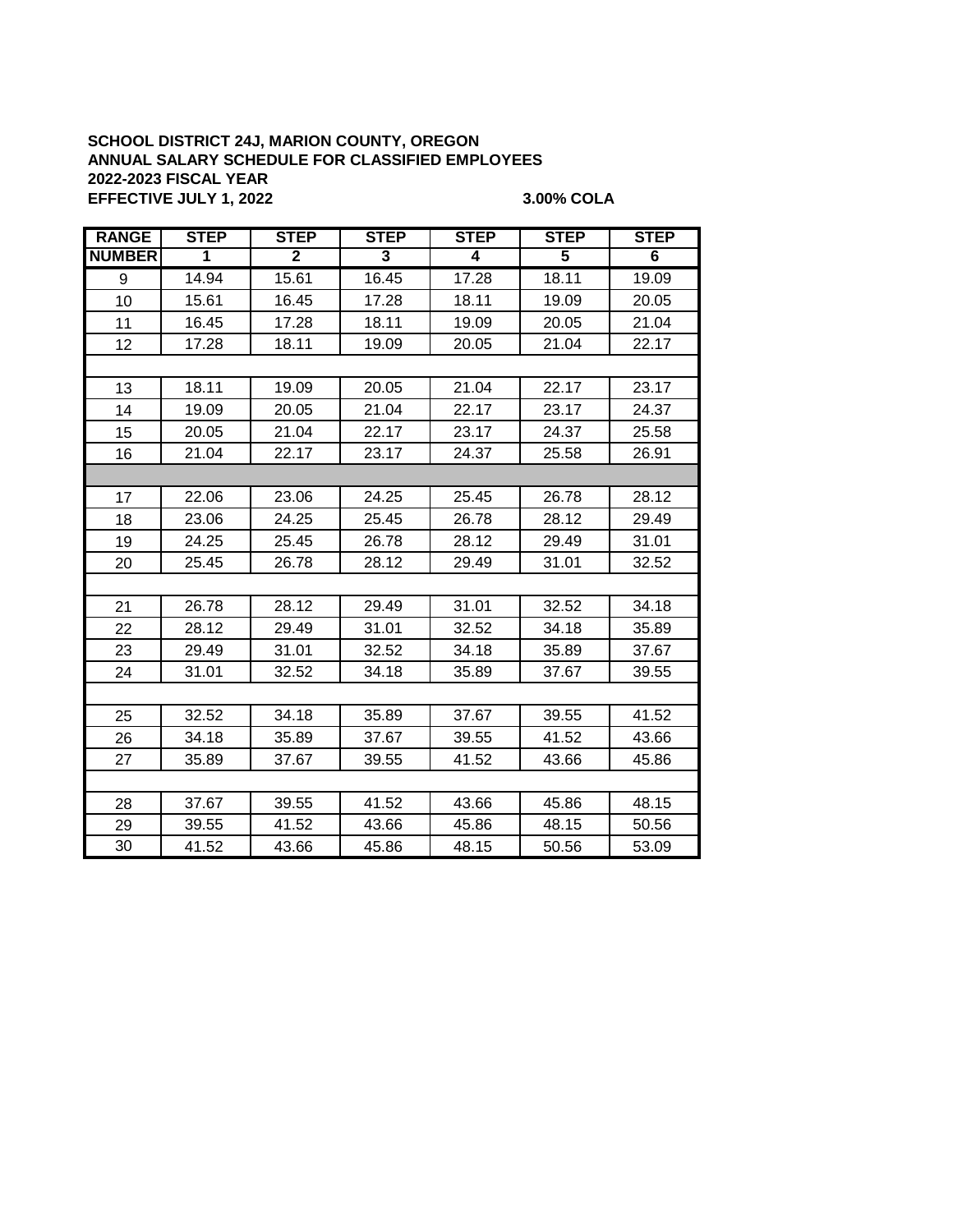**SCHOOL DISTRICT 24J, MARION COUNTY, OREGON**
**ANNUAL SALARY SCHEDULE FOR CLASSIFIED EMPLOYEES**
**2022-2023 FISCAL YEAR**
**EFFECTIVE JULY 1, 2022** **3.00% COLA**

| RANGE NUMBER | STEP 1 | STEP 2 | STEP 3 | STEP 4 | STEP 5 | STEP 6 |
|---|---|---|---|---|---|---|
| 9 | 14.94 | 15.61 | 16.45 | 17.28 | 18.11 | 19.09 |
| 10 | 15.61 | 16.45 | 17.28 | 18.11 | 19.09 | 20.05 |
| 11 | 16.45 | 17.28 | 18.11 | 19.09 | 20.05 | 21.04 |
| 12 | 17.28 | 18.11 | 19.09 | 20.05 | 21.04 | 22.17 |
| | | | | | | |
| 13 | 18.11 | 19.09 | 20.05 | 21.04 | 22.17 | 23.17 |
| 14 | 19.09 | 20.05 | 21.04 | 22.17 | 23.17 | 24.37 |
| 15 | 20.05 | 21.04 | 22.17 | 23.17 | 24.37 | 25.58 |
| 16 | 21.04 | 22.17 | 23.17 | 24.37 | 25.58 | 26.91 |
| | | | | | | |
| 17 | 22.06 | 23.06 | 24.25 | 25.45 | 26.78 | 28.12 |
| 18 | 23.06 | 24.25 | 25.45 | 26.78 | 28.12 | 29.49 |
| 19 | 24.25 | 25.45 | 26.78 | 28.12 | 29.49 | 31.01 |
| 20 | 25.45 | 26.78 | 28.12 | 29.49 | 31.01 | 32.52 |
| | | | | | | |
| 21 | 26.78 | 28.12 | 29.49 | 31.01 | 32.52 | 34.18 |
| 22 | 28.12 | 29.49 | 31.01 | 32.52 | 34.18 | 35.89 |
| 23 | 29.49 | 31.01 | 32.52 | 34.18 | 35.89 | 37.67 |
| 24 | 31.01 | 32.52 | 34.18 | 35.89 | 37.67 | 39.55 |
| | | | | | | |
| 25 | 32.52 | 34.18 | 35.89 | 37.67 | 39.55 | 41.52 |
| 26 | 34.18 | 35.89 | 37.67 | 39.55 | 41.52 | 43.66 |
| 27 | 35.89 | 37.67 | 39.55 | 41.52 | 43.66 | 45.86 |
| | | | | | | |
| 28 | 37.67 | 39.55 | 41.52 | 43.66 | 45.86 | 48.15 |
| 29 | 39.55 | 41.52 | 43.66 | 45.86 | 48.15 | 50.56 |
| 30 | 41.52 | 43.66 | 45.86 | 48.15 | 50.56 | 53.09 |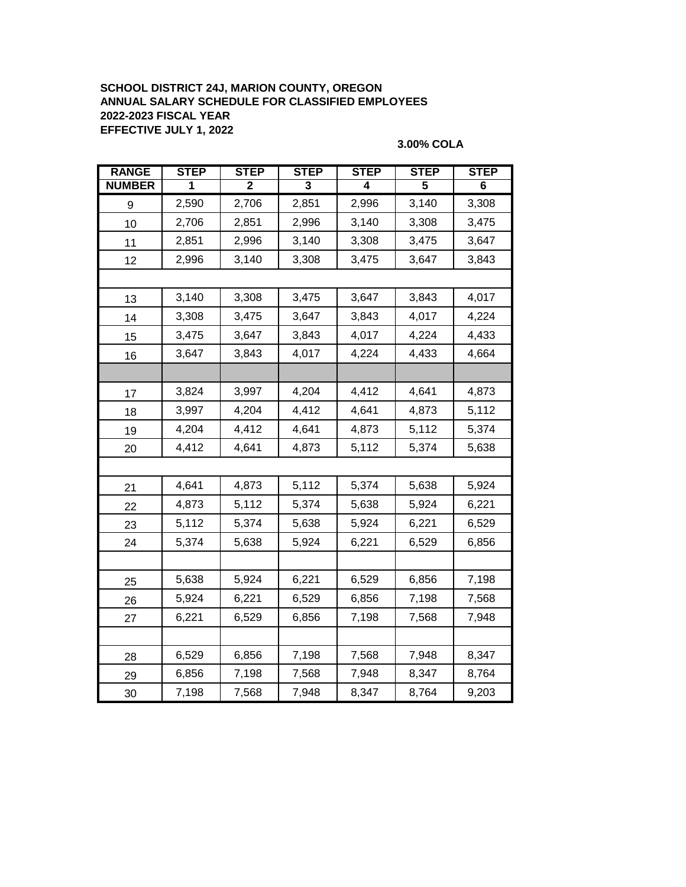**SCHOOL DISTRICT 24J, MARION COUNTY, OREGON**
**ANNUAL SALARY SCHEDULE FOR CLASSIFIED EMPLOYEES**
**2022-2023 FISCAL YEAR**
**EFFECTIVE JULY 1, 2022**

**3.00% COLA**

| RANGE NUMBER | STEP 1 | STEP 2 | STEP 3 | STEP 4 | STEP 5 | STEP 6 |
|---|---|---|---|---|---|---|
| 9 | 2,590 | 2,706 | 2,851 | 2,996 | 3,140 | 3,308 |
| 10 | 2,706 | 2,851 | 2,996 | 3,140 | 3,308 | 3,475 |
| 11 | 2,851 | 2,996 | 3,140 | 3,308 | 3,475 | 3,647 |
| 12 | 2,996 | 3,140 | 3,308 | 3,475 | 3,647 | 3,843 |
| | | | | | | |
| 13 | 3,140 | 3,308 | 3,475 | 3,647 | 3,843 | 4,017 |
| 14 | 3,308 | 3,475 | 3,647 | 3,843 | 4,017 | 4,224 |
| 15 | 3,475 | 3,647 | 3,843 | 4,017 | 4,224 | 4,433 |
| 16 | 3,647 | 3,843 | 4,017 | 4,224 | 4,433 | 4,664 |
| | | | | | | |
| 17 | 3,824 | 3,997 | 4,204 | 4,412 | 4,641 | 4,873 |
| 18 | 3,997 | 4,204 | 4,412 | 4,641 | 4,873 | 5,112 |
| 19 | 4,204 | 4,412 | 4,641 | 4,873 | 5,112 | 5,374 |
| 20 | 4,412 | 4,641 | 4,873 | 5,112 | 5,374 | 5,638 |
| | | | | | | |
| 21 | 4,641 | 4,873 | 5,112 | 5,374 | 5,638 | 5,924 |
| 22 | 4,873 | 5,112 | 5,374 | 5,638 | 5,924 | 6,221 |
| 23 | 5,112 | 5,374 | 5,638 | 5,924 | 6,221 | 6,529 |
| 24 | 5,374 | 5,638 | 5,924 | 6,221 | 6,529 | 6,856 |
| | | | | | | |
| 25 | 5,638 | 5,924 | 6,221 | 6,529 | 6,856 | 7,198 |
| 26 | 5,924 | 6,221 | 6,529 | 6,856 | 7,198 | 7,568 |
| 27 | 6,221 | 6,529 | 6,856 | 7,198 | 7,568 | 7,948 |
| | | | | | | |
| 28 | 6,529 | 6,856 | 7,198 | 7,568 | 7,948 | 8,347 |
| 29 | 6,856 | 7,198 | 7,568 | 7,948 | 8,347 | 8,764 |
| 30 | 7,198 | 7,568 | 7,948 | 8,347 | 8,764 | 9,203 |